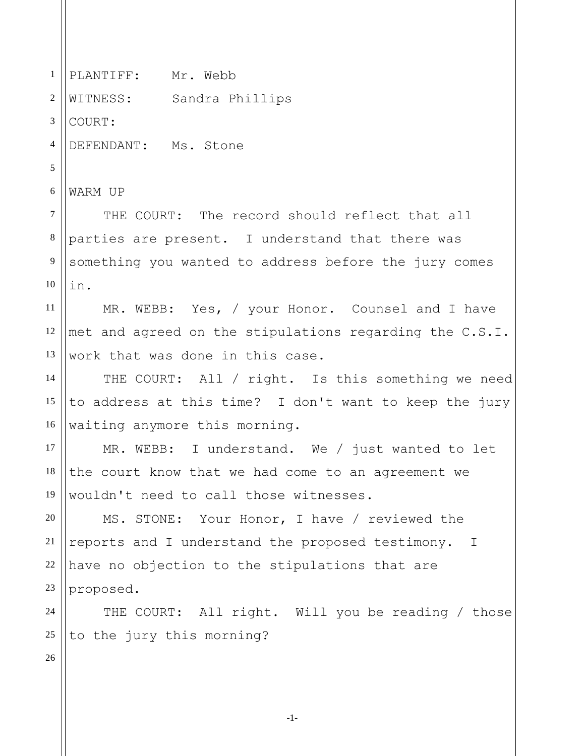PLANTIFF: Mr. Webb
WITNESS: Sandra Phillips
COURT:
DEFENDANT: Ms. Stone

WARM UP

THE COURT: The record should reflect that all parties are present. I understand that there was something you wanted to address before the jury comes in.

MR. WEBB: Yes, / your Honor. Counsel and I have met and agreed on the stipulations regarding the C.S.I. work that was done in this case.

THE COURT: All / right. Is this something we need to address at this time? I don't want to keep the jury waiting anymore this morning.

MR. WEBB: I understand. We / just wanted to let the court know that we had come to an agreement we wouldn't need to call those witnesses.

MS. STONE: Your Honor, I have / reviewed the reports and I understand the proposed testimony. I have no objection to the stipulations that are proposed.

THE COURT: All right. Will you be reading / those to the jury this morning?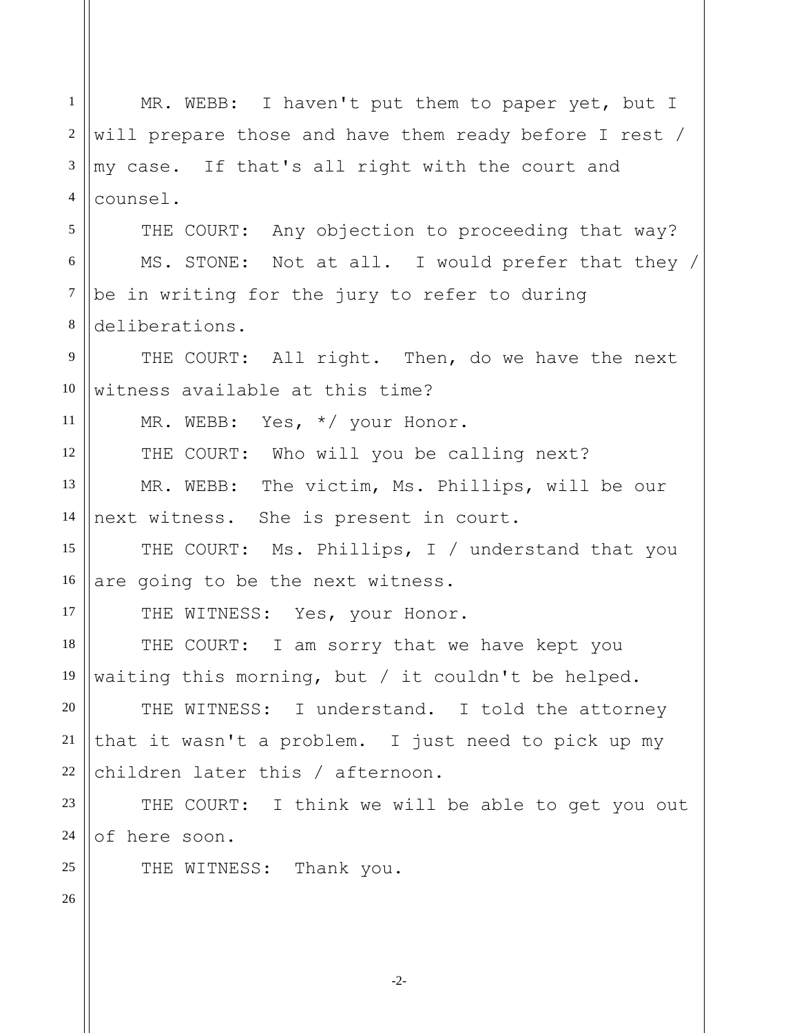MR. WEBB: I haven't put them to paper yet, but I will prepare those and have them ready before I rest / my case. If that's all right with the court and counsel.

THE COURT: Any objection to proceeding that way?

MS. STONE: Not at all. I would prefer that they / be in writing for the jury to refer to during deliberations.

THE COURT: All right. Then, do we have the next witness available at this time?

MR. WEBB: Yes, */ your Honor.

THE COURT: Who will you be calling next?

MR. WEBB: The victim, Ms. Phillips, will be our next witness. She is present in court.

THE COURT: Ms. Phillips, I / understand that you are going to be the next witness.

THE WITNESS: Yes, your Honor.

THE COURT: I am sorry that we have kept you waiting this morning, but / it couldn't be helped.

THE WITNESS: I understand. I told the attorney that it wasn't a problem. I just need to pick up my children later this / afternoon.

THE COURT: I think we will be able to get you out of here soon.

THE WITNESS: Thank you.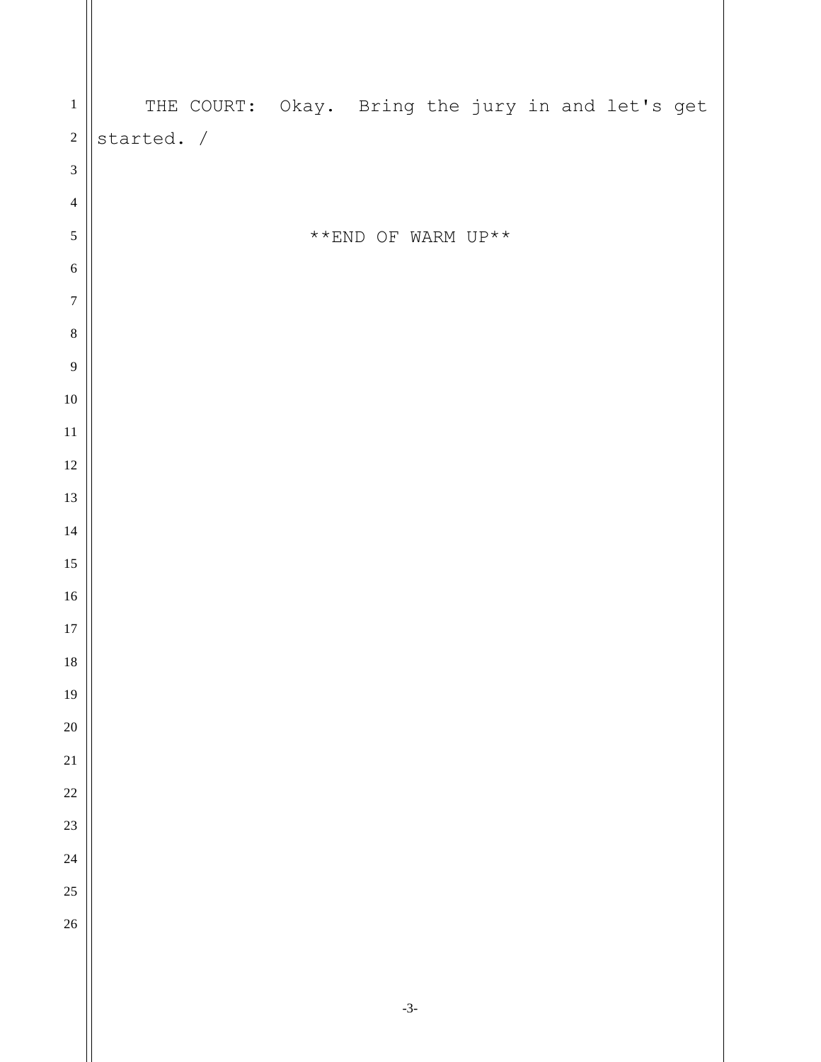THE COURT: Okay. Bring the jury in and let's get started. /

**END OF WARM UP**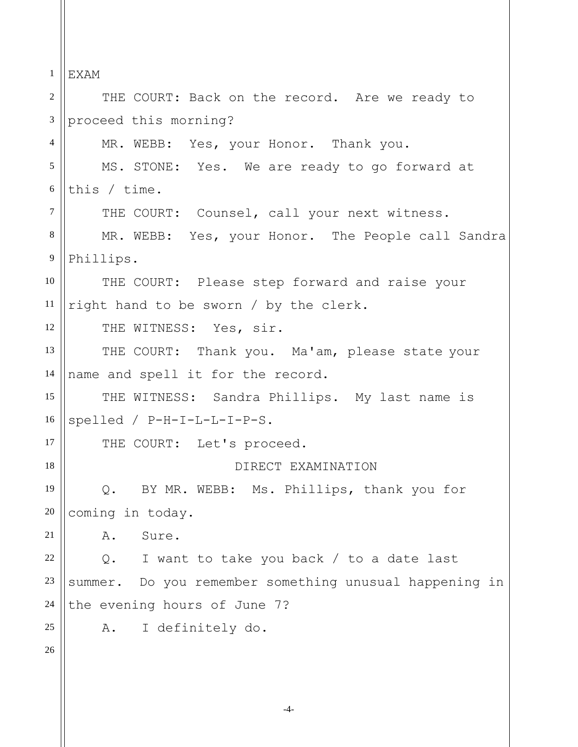EXAM

THE COURT: Back on the record. Are we ready to proceed this morning?

MR. WEBB: Yes, your Honor. Thank you.

MS. STONE: Yes. We are ready to go forward at this / time.

THE COURT: Counsel, call your next witness.

MR. WEBB: Yes, your Honor. The People call Sandra Phillips.

THE COURT: Please step forward and raise your right hand to be sworn / by the clerk.

THE WITNESS: Yes, sir.

THE COURT: Thank you. Ma'am, please state your name and spell it for the record.

THE WITNESS: Sandra Phillips. My last name is spelled / P-H-I-L-L-I-P-S.

THE COURT: Let's proceed.

DIRECT EXAMINATION

Q. BY MR. WEBB: Ms. Phillips, thank you for coming in today.

A. Sure.

Q. I want to take you back / to a date last summer. Do you remember something unusual happening in the evening hours of June 7?

A. I definitely do.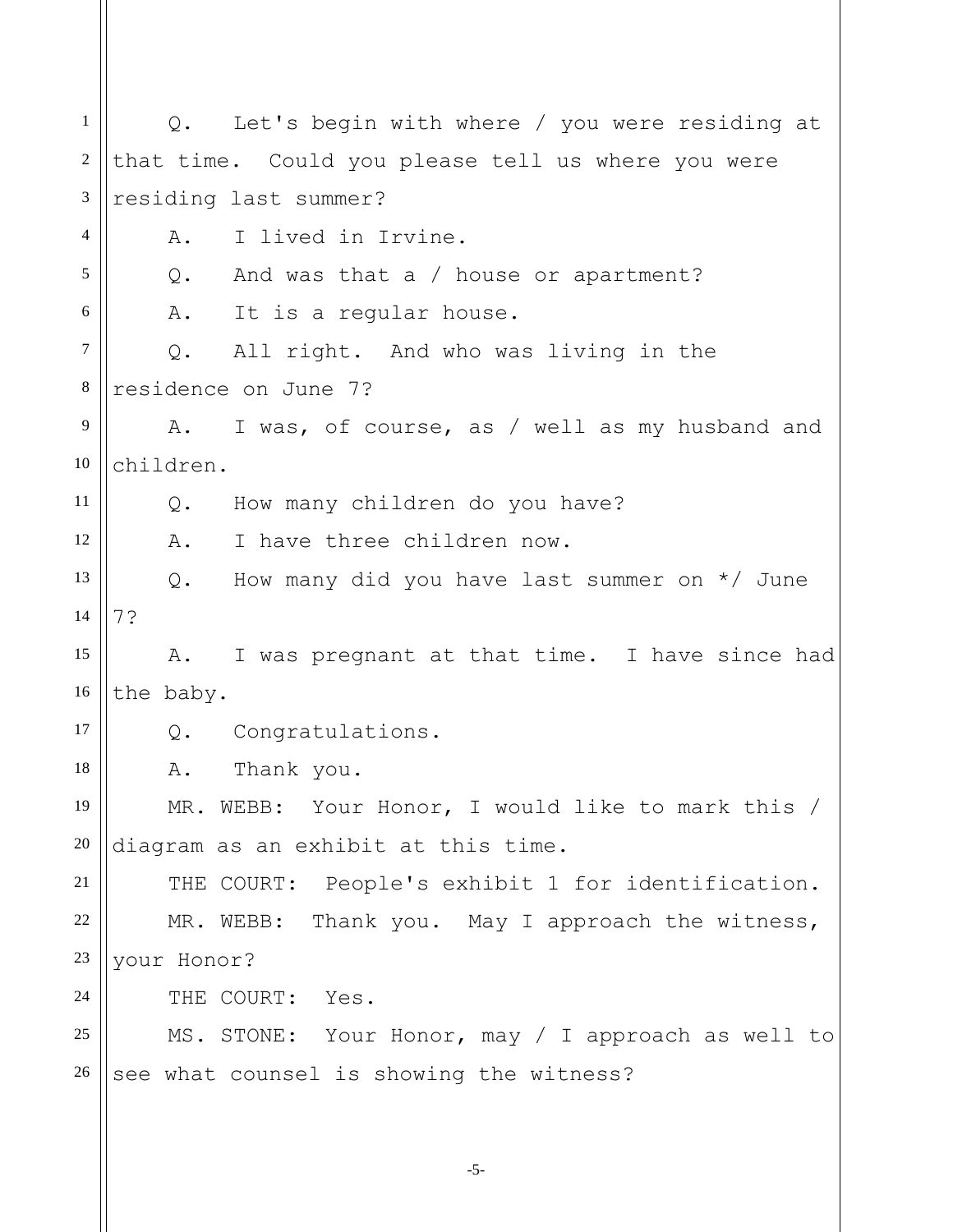Q. Let's begin with where / you were residing at that time. Could you please tell us where you were residing last summer?

A. I lived in Irvine.

Q. And was that a / house or apartment?

A. It is a regular house.

Q. All right. And who was living in the residence on June 7?

A. I was, of course, as / well as my husband and children.

Q. How many children do you have?

A. I have three children now.

Q. How many did you have last summer on */ June 7?

A. I was pregnant at that time. I have since had the baby.

Q. Congratulations.

A. Thank you.

MR. WEBB: Your Honor, I would like to mark this / diagram as an exhibit at this time.

THE COURT: People's exhibit 1 for identification.

MR. WEBB: Thank you. May I approach the witness, your Honor?

THE COURT: Yes.

MS. STONE: Your Honor, may / I approach as well to see what counsel is showing the witness?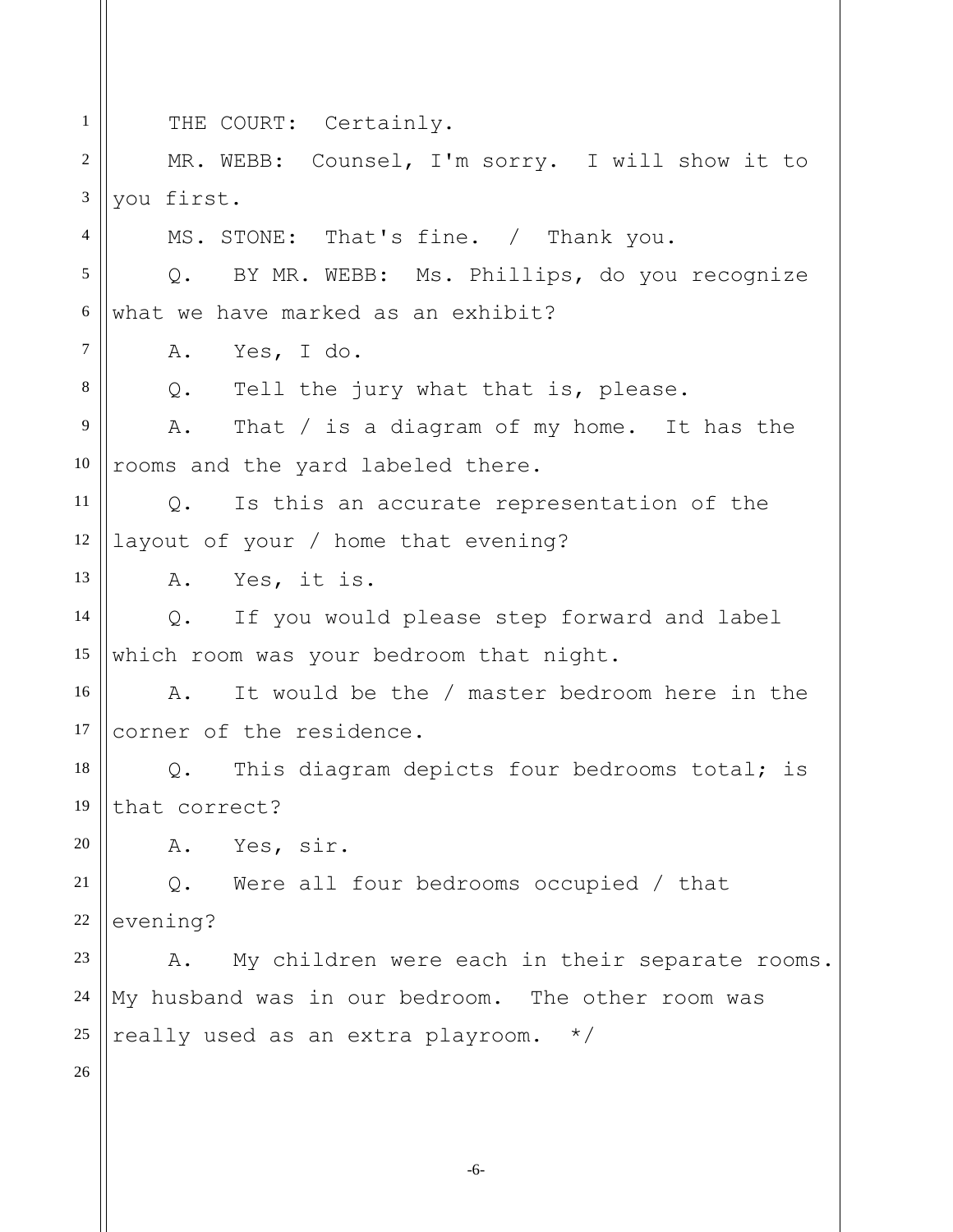THE COURT: Certainly.

MR. WEBB: Counsel, I'm sorry. I will show it to you first.

MS. STONE: That's fine. / Thank you.

Q. BY MR. WEBB: Ms. Phillips, do you recognize what we have marked as an exhibit?

A. Yes, I do.

Q. Tell the jury what that is, please.

A. That / is a diagram of my home. It has the rooms and the yard labeled there.

Q. Is this an accurate representation of the layout of your / home that evening?

A. Yes, it is.

Q. If you would please step forward and label which room was your bedroom that night.

A. It would be the / master bedroom here in the corner of the residence.

Q. This diagram depicts four bedrooms total; is that correct?

A. Yes, sir.

Q. Were all four bedrooms occupied / that evening?

A. My children were each in their separate rooms. My husband was in our bedroom. The other room was really used as an extra playroom. */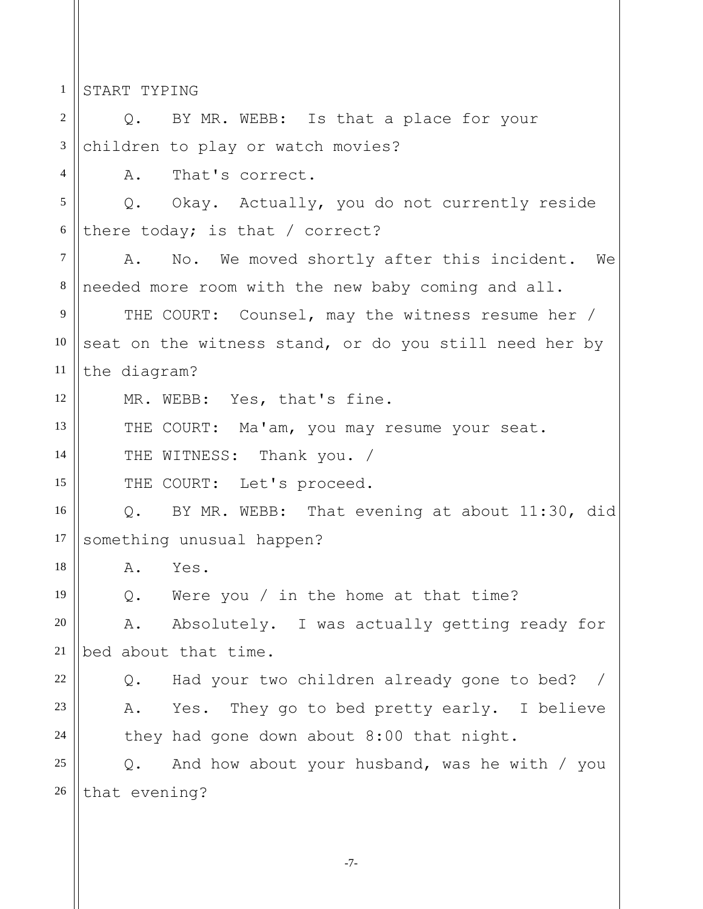START TYPING

Q. BY MR. WEBB: Is that a place for your children to play or watch movies?

A. That's correct.

Q. Okay. Actually, you do not currently reside there today; is that / correct?

A. No. We moved shortly after this incident. We needed more room with the new baby coming and all.

THE COURT: Counsel, may the witness resume her / seat on the witness stand, or do you still need her by the diagram?

MR. WEBB: Yes, that's fine.

THE COURT: Ma'am, you may resume your seat.

THE WITNESS: Thank you. /

THE COURT: Let's proceed.

Q. BY MR. WEBB: That evening at about 11:30, did something unusual happen?

A. Yes.

Q. Were you / in the home at that time?

A. Absolutely. I was actually getting ready for bed about that time.

Q. Had your two children already gone to bed? /

A. Yes. They go to bed pretty early. I believe they had gone down about 8:00 that night.

Q. And how about your husband, was he with / you that evening?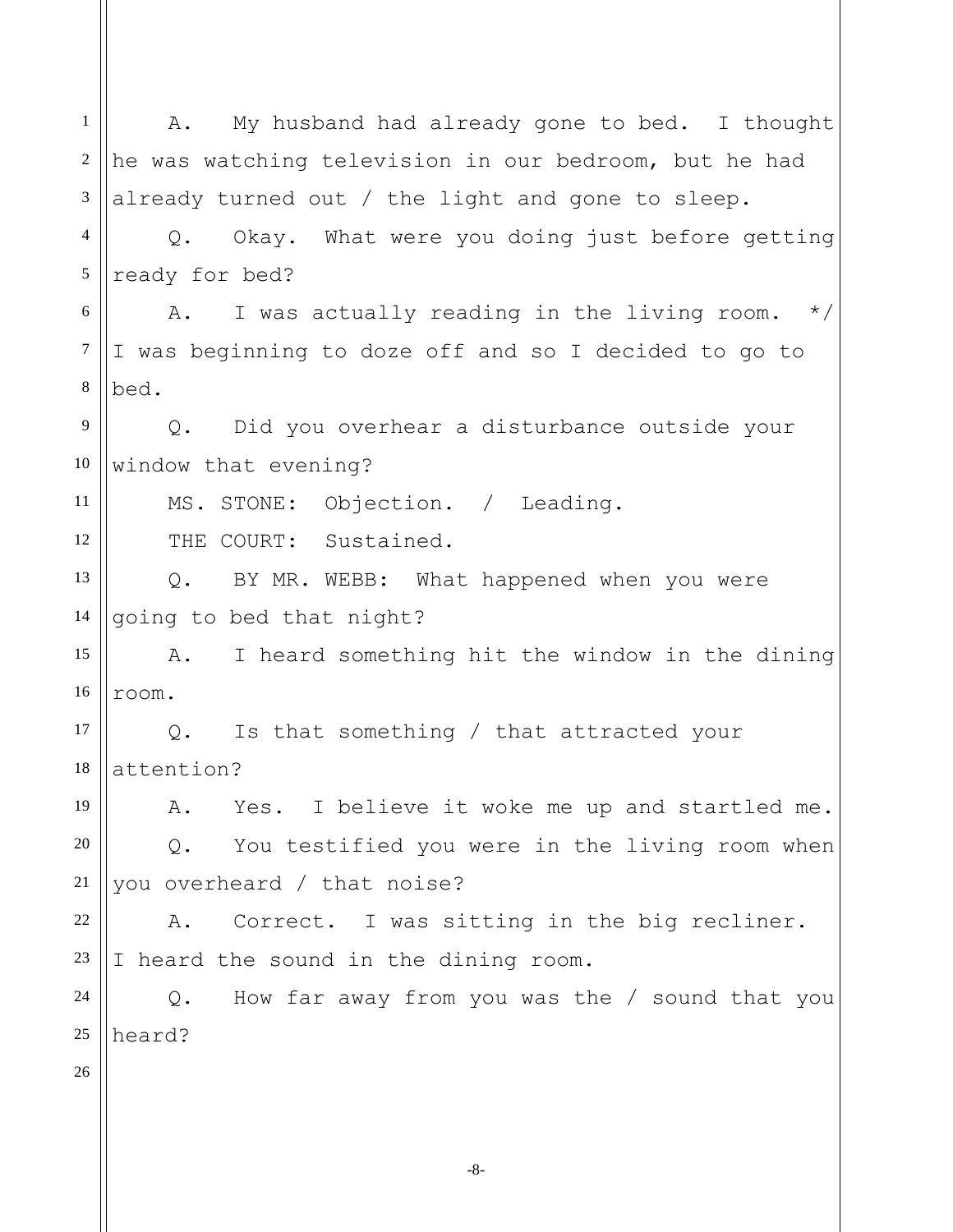A. My husband had already gone to bed. I thought he was watching television in our bedroom, but he had already turned out / the light and gone to sleep.

Q. Okay. What were you doing just before getting ready for bed?

A. I was actually reading in the living room. */ I was beginning to doze off and so I decided to go to bed.

Q. Did you overhear a disturbance outside your window that evening?

MS. STONE: Objection. / Leading.

THE COURT: Sustained.

Q. BY MR. WEBB: What happened when you were going to bed that night?

A. I heard something hit the window in the dining room.

Q. Is that something / that attracted your attention?

A. Yes. I believe it woke me up and startled me.

Q. You testified you were in the living room when you overheard / that noise?

A. Correct. I was sitting in the big recliner. I heard the sound in the dining room.

Q. How far away from you was the / sound that you heard?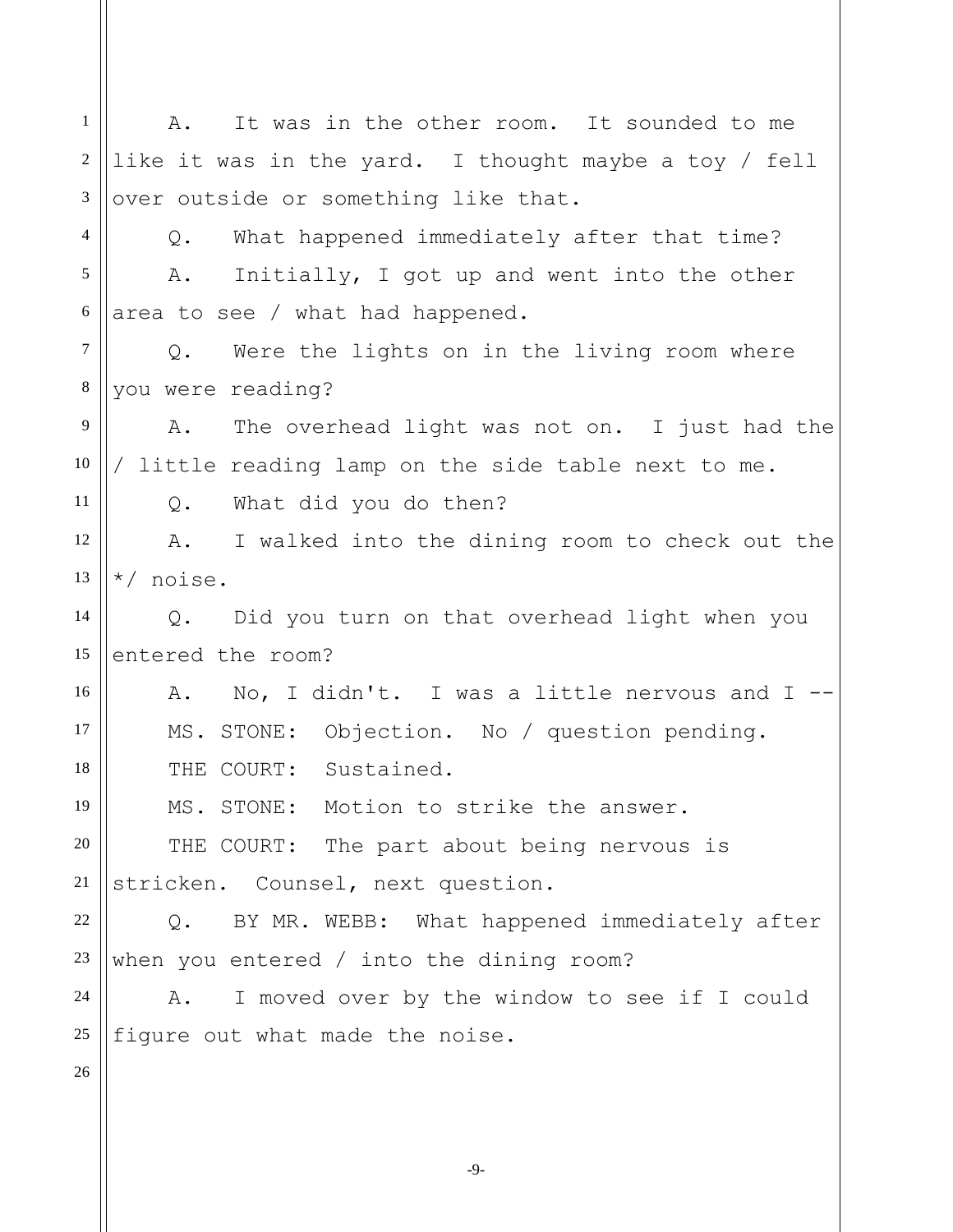A. It was in the other room. It sounded to me like it was in the yard. I thought maybe a toy / fell over outside or something like that.

Q. What happened immediately after that time?

A. Initially, I got up and went into the other area to see / what had happened.

Q. Were the lights on in the living room where you were reading?

A. The overhead light was not on. I just had the / little reading lamp on the side table next to me.

Q. What did you do then?

A. I walked into the dining room to check out the */ noise.

Q. Did you turn on that overhead light when you entered the room?

A. No, I didn't. I was a little nervous and I --

MS. STONE: Objection. No / question pending.

THE COURT: Sustained.

MS. STONE: Motion to strike the answer.

THE COURT: The part about being nervous is stricken. Counsel, next question.

Q. BY MR. WEBB: What happened immediately after when you entered / into the dining room?

A. I moved over by the window to see if I could figure out what made the noise.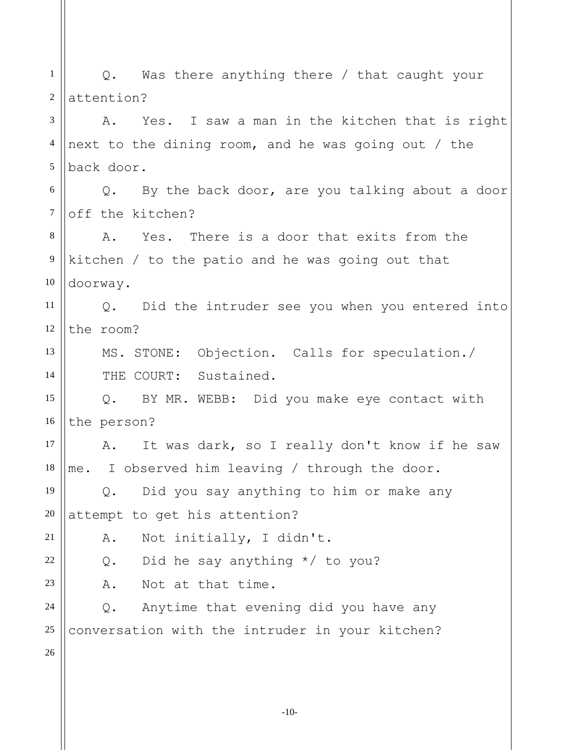Q. Was there anything there / that caught your attention?

A. Yes. I saw a man in the kitchen that is right next to the dining room, and he was going out / the back door.

Q. By the back door, are you talking about a door off the kitchen?

A. Yes. There is a door that exits from the kitchen / to the patio and he was going out that doorway.

Q. Did the intruder see you when you entered into the room?

MS. STONE: Objection. Calls for speculation./

THE COURT: Sustained.

Q. BY MR. WEBB: Did you make eye contact with the person?

A. It was dark, so I really don't know if he saw me. I observed him leaving / through the door.

Q. Did you say anything to him or make any attempt to get his attention?

A. Not initially, I didn't.

Q. Did he say anything */ to you?

A. Not at that time.

Q. Anytime that evening did you have any conversation with the intruder in your kitchen?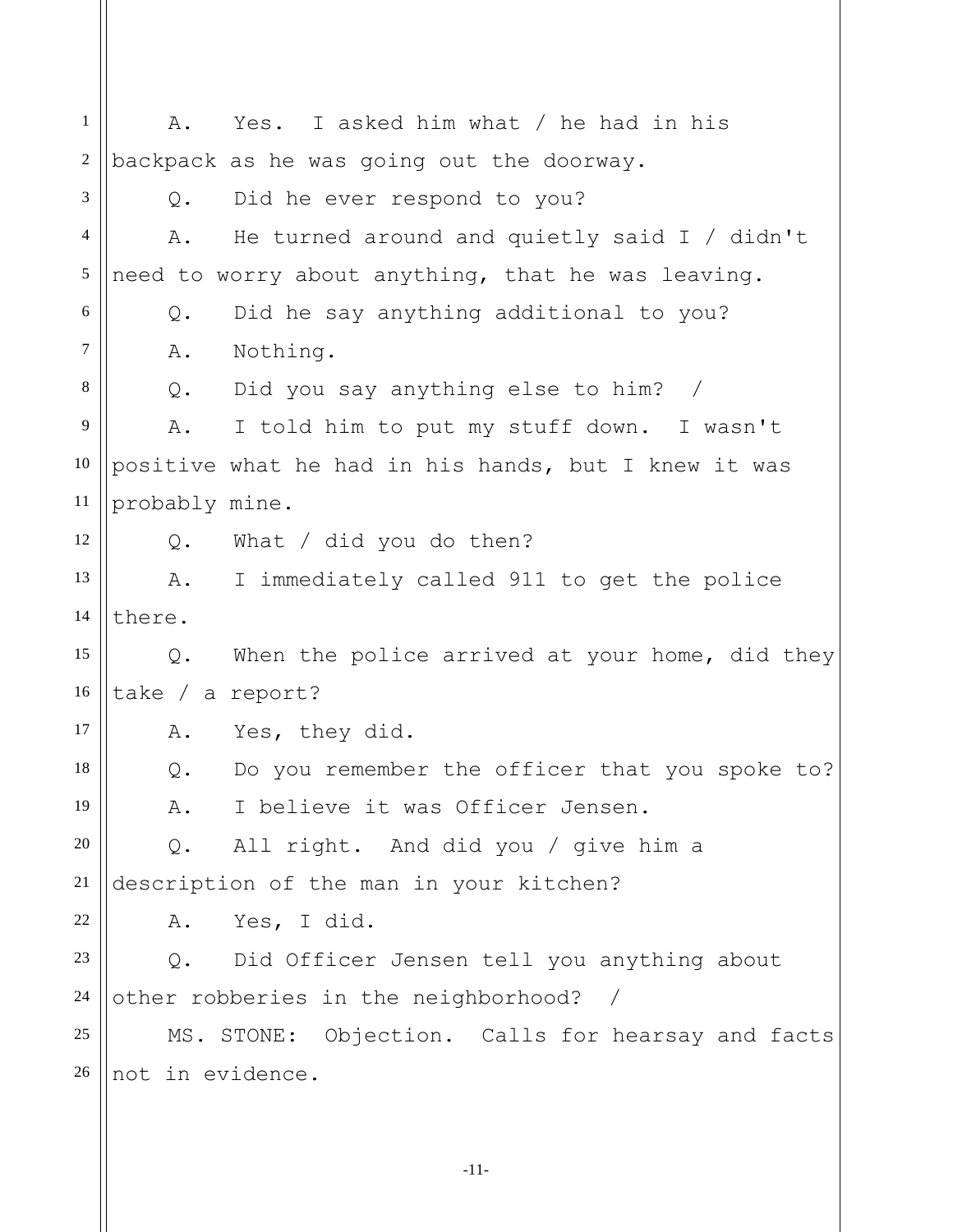A. Yes. I asked him what / he had in his backpack as he was going out the doorway.

Q. Did he ever respond to you?

A. He turned around and quietly said I / didn't need to worry about anything, that he was leaving.

Q. Did he say anything additional to you?

A. Nothing.

Q. Did you say anything else to him? /

A. I told him to put my stuff down. I wasn't positive what he had in his hands, but I knew it was probably mine.

Q. What / did you do then?

A. I immediately called 911 to get the police there.

Q. When the police arrived at your home, did they take / a report?

A. Yes, they did.

Q. Do you remember the officer that you spoke to?

A. I believe it was Officer Jensen.

Q. All right. And did you / give him a description of the man in your kitchen?

A. Yes, I did.

Q. Did Officer Jensen tell you anything about other robberies in the neighborhood? /

MS. STONE: Objection. Calls for hearsay and facts not in evidence.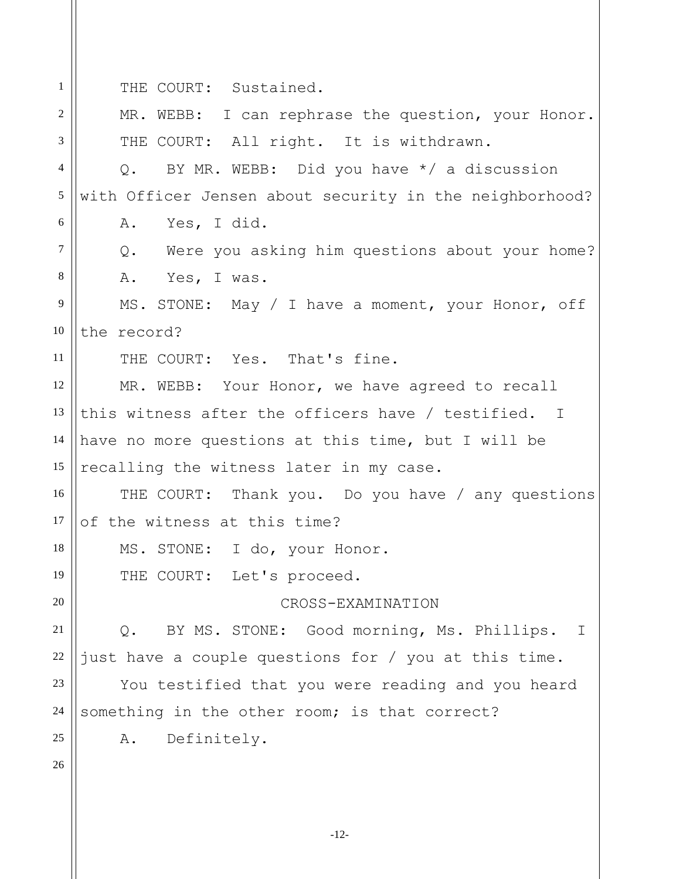THE COURT: Sustained.

MR. WEBB: I can rephrase the question, your Honor.

THE COURT: All right. It is withdrawn.

Q. BY MR. WEBB: Did you have */ a discussion with Officer Jensen about security in the neighborhood?

A. Yes, I did.

Q. Were you asking him questions about your home?

A. Yes, I was.

MS. STONE: May / I have a moment, your Honor, off the record?

THE COURT: Yes. That's fine.

MR. WEBB: Your Honor, we have agreed to recall this witness after the officers have / testified. I have no more questions at this time, but I will be recalling the witness later in my case.

THE COURT: Thank you. Do you have / any questions of the witness at this time?

MS. STONE: I do, your Honor.

THE COURT: Let's proceed.

CROSS-EXAMINATION

Q. BY MS. STONE: Good morning, Ms. Phillips. I just have a couple questions for / you at this time.

You testified that you were reading and you heard something in the other room; is that correct?

A. Definitely.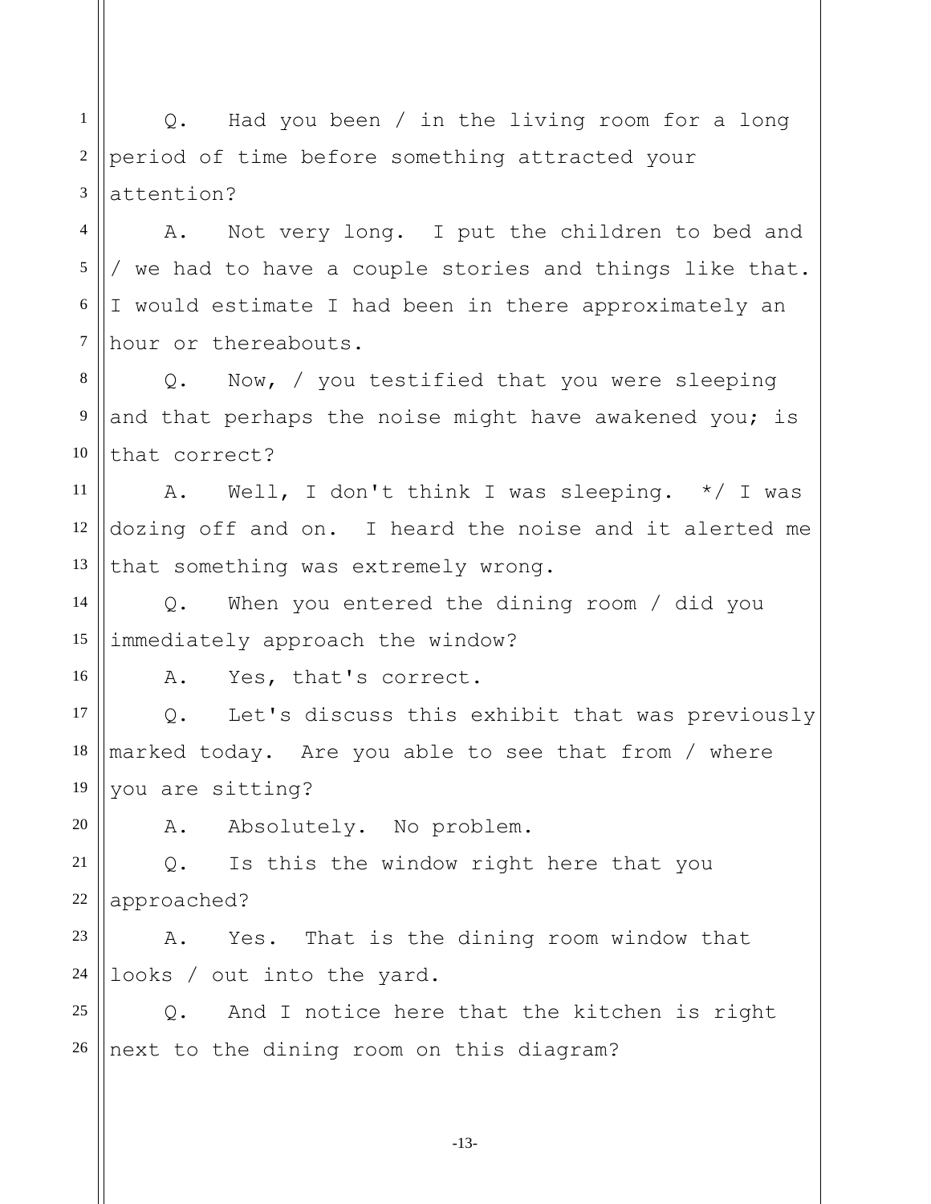Q. Had you been / in the living room for a long period of time before something attracted your attention?

A. Not very long. I put the children to bed and / we had to have a couple stories and things like that. I would estimate I had been in there approximately an hour or thereabouts.

Q. Now, / you testified that you were sleeping and that perhaps the noise might have awakened you; is that correct?

A. Well, I don't think I was sleeping. */ I was dozing off and on. I heard the noise and it alerted me that something was extremely wrong.

Q. When you entered the dining room / did you immediately approach the window?

A. Yes, that's correct.

Q. Let's discuss this exhibit that was previously marked today. Are you able to see that from / where you are sitting?

A. Absolutely. No problem.

Q. Is this the window right here that you approached?

A. Yes. That is the dining room window that looks / out into the yard.

Q. And I notice here that the kitchen is right next to the dining room on this diagram?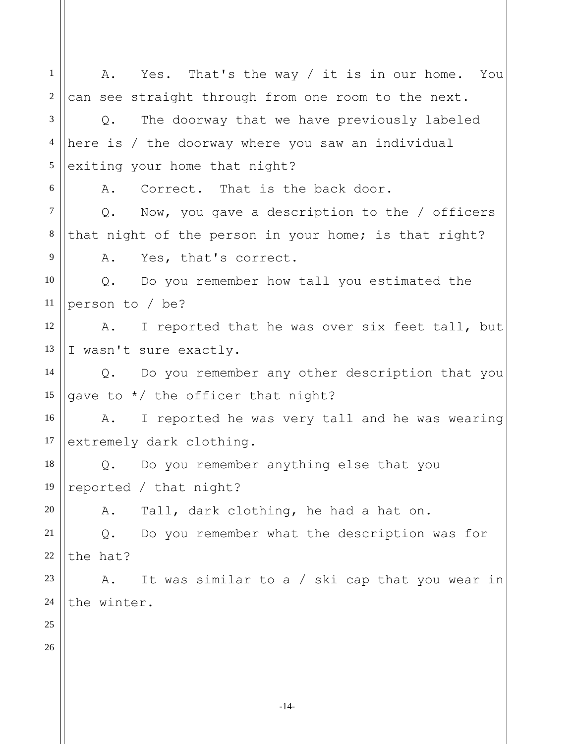A. Yes. That's the way / it is in our home. You can see straight through from one room to the next.

Q. The doorway that we have previously labeled here is / the doorway where you saw an individual exiting your home that night?

A. Correct. That is the back door.

Q. Now, you gave a description to the / officers that night of the person in your home; is that right?

A. Yes, that's correct.

Q. Do you remember how tall you estimated the person to / be?

A. I reported that he was over six feet tall, but I wasn't sure exactly.

Q. Do you remember any other description that you gave to */ the officer that night?

A. I reported he was very tall and he was wearing extremely dark clothing.

Q. Do you remember anything else that you reported / that night?

A. Tall, dark clothing, he had a hat on.

Q. Do you remember what the description was for the hat?

A. It was similar to a / ski cap that you wear in the winter.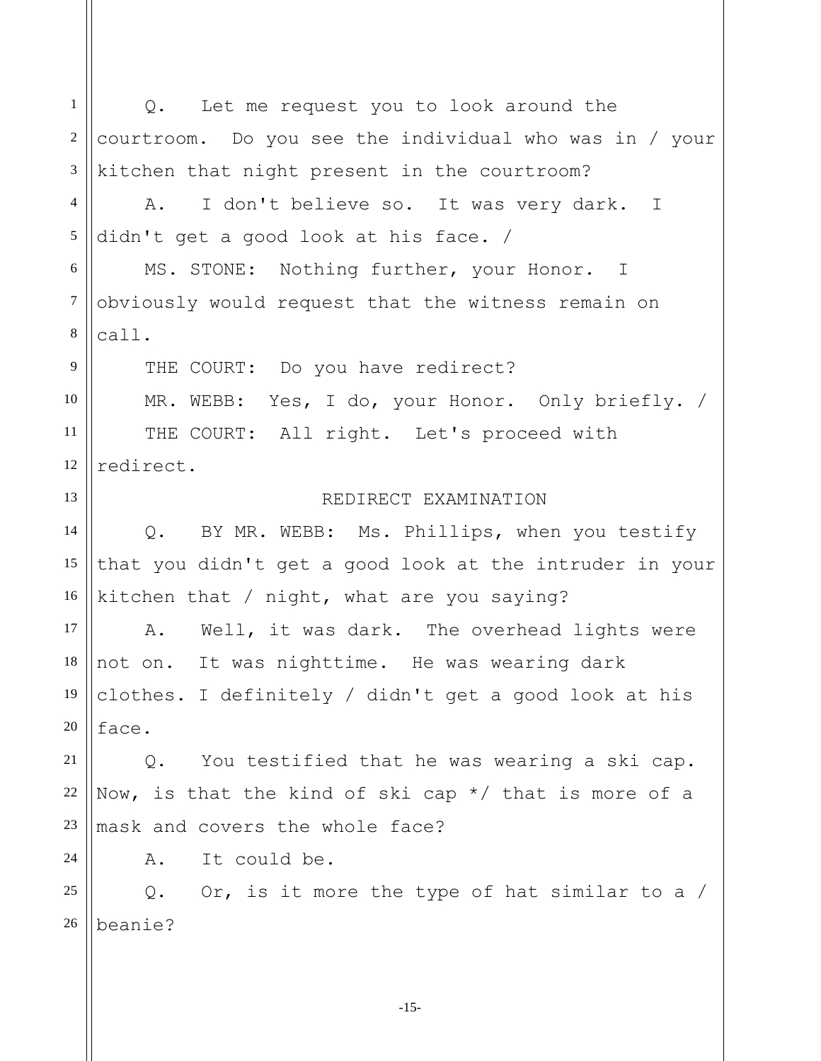Q. Let me request you to look around the courtroom. Do you see the individual who was in / your kitchen that night present in the courtroom?

A. I don't believe so. It was very dark. I didn't get a good look at his face. /

MS. STONE: Nothing further, your Honor. I obviously would request that the witness remain on call.

THE COURT: Do you have redirect?

MR. WEBB: Yes, I do, your Honor. Only briefly. /

THE COURT: All right. Let's proceed with redirect.

REDIRECT EXAMINATION

Q. BY MR. WEBB: Ms. Phillips, when you testify that you didn't get a good look at the intruder in your kitchen that / night, what are you saying?

A. Well, it was dark. The overhead lights were not on. It was nighttime. He was wearing dark clothes. I definitely / didn't get a good look at his face.

Q. You testified that he was wearing a ski cap. Now, is that the kind of ski cap */ that is more of a mask and covers the whole face?

A. It could be.

Q. Or, is it more the type of hat similar to a / beanie?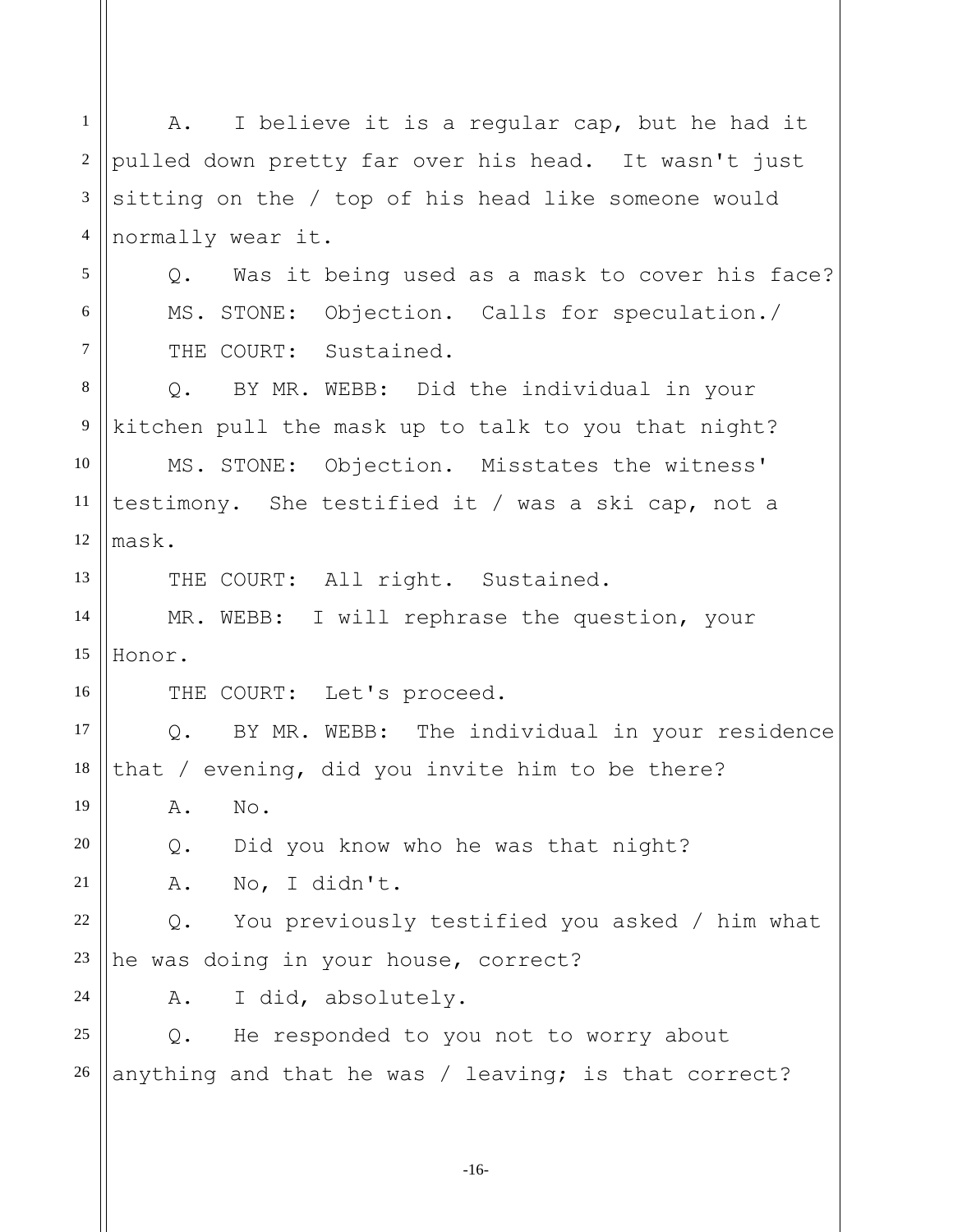A. I believe it is a regular cap, but he had it pulled down pretty far over his head. It wasn't just sitting on the / top of his head like someone would normally wear it.

Q. Was it being used as a mask to cover his face?

MS. STONE: Objection. Calls for speculation./

THE COURT: Sustained.

Q. BY MR. WEBB: Did the individual in your kitchen pull the mask up to talk to you that night?

MS. STONE: Objection. Misstates the witness' testimony. She testified it / was a ski cap, not a mask.

THE COURT: All right. Sustained.

MR. WEBB: I will rephrase the question, your Honor.

THE COURT: Let's proceed.

Q. BY MR. WEBB: The individual in your residence that / evening, did you invite him to be there?

A. No.

Q. Did you know who he was that night?

A. No, I didn't.

Q. You previously testified you asked / him what he was doing in your house, correct?

A. I did, absolutely.

Q. He responded to you not to worry about anything and that he was / leaving; is that correct?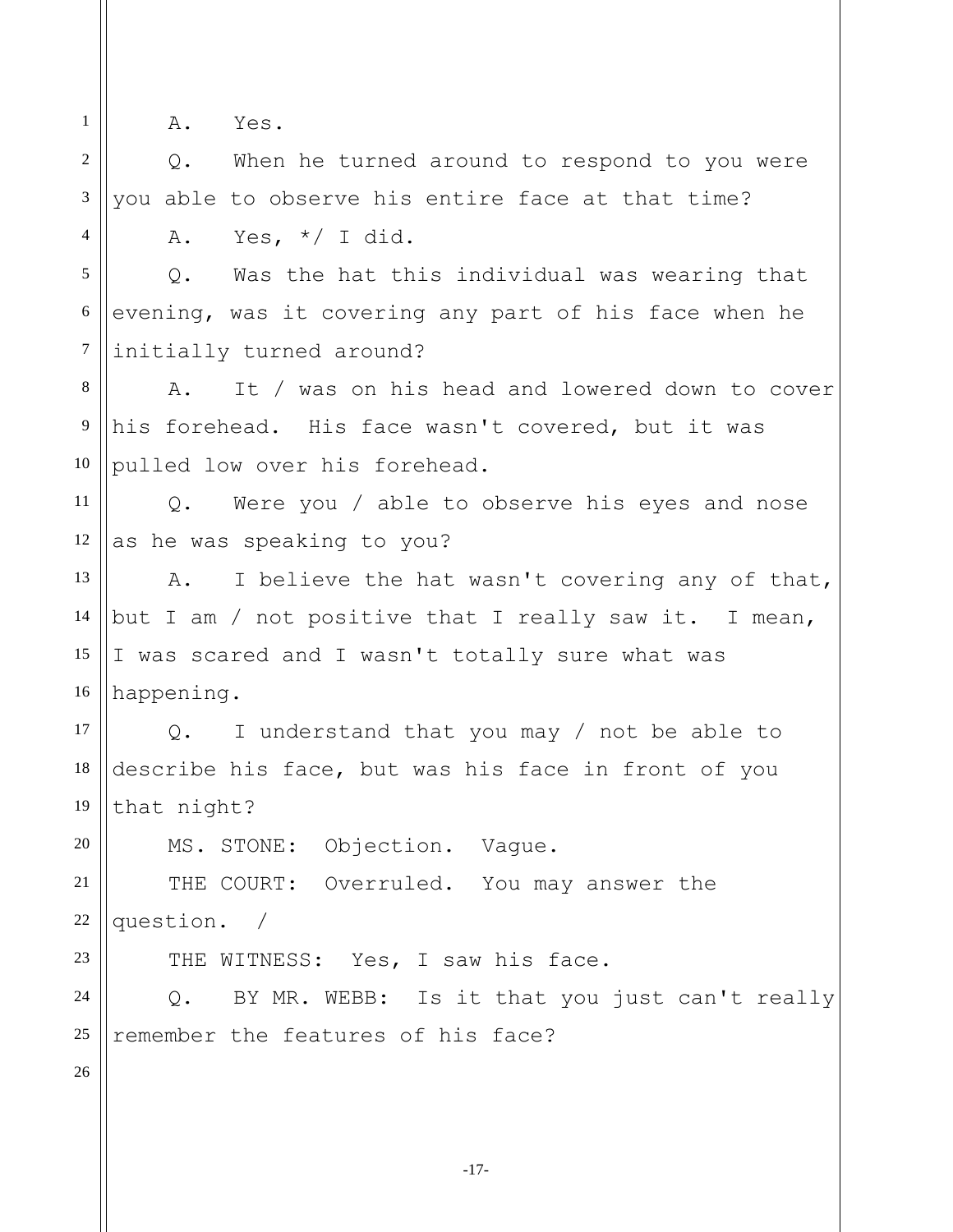A. Yes.

Q. When he turned around to respond to you were you able to observe his entire face at that time?

A. Yes, */ I did.

Q. Was the hat this individual was wearing that evening, was it covering any part of his face when he initially turned around?

A. It / was on his head and lowered down to cover his forehead. His face wasn't covered, but it was pulled low over his forehead.

Q. Were you / able to observe his eyes and nose as he was speaking to you?

A. I believe the hat wasn't covering any of that, but I am / not positive that I really saw it. I mean, I was scared and I wasn't totally sure what was happening.

Q. I understand that you may / not be able to describe his face, but was his face in front of you that night?

MS. STONE: Objection. Vague.

THE COURT: Overruled. You may answer the question. /

THE WITNESS: Yes, I saw his face.

Q. BY MR. WEBB: Is it that you just can't really remember the features of his face?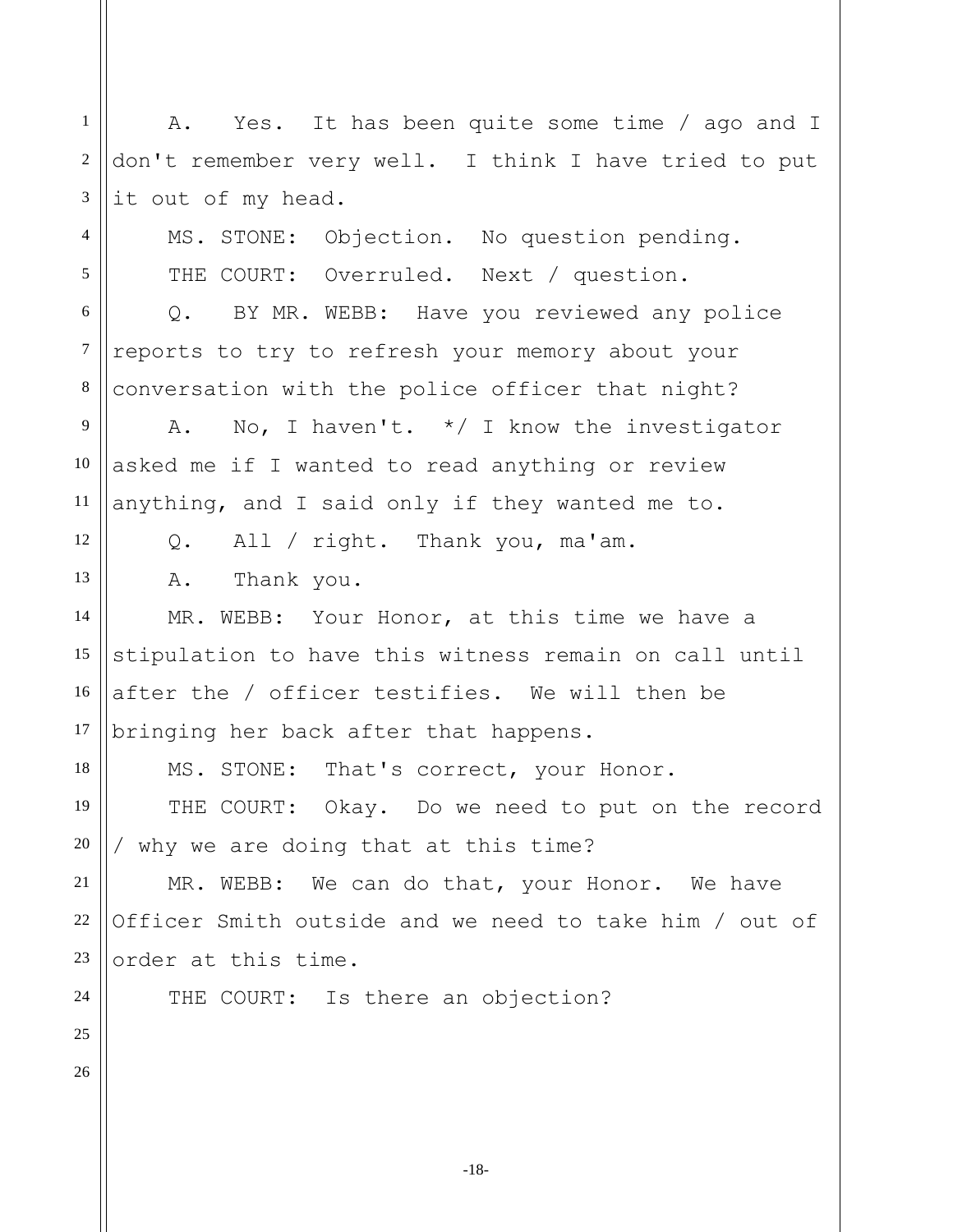A. Yes. It has been quite some time / ago and I don't remember very well. I think I have tried to put it out of my head.

MS. STONE: Objection. No question pending.

THE COURT: Overruled. Next / question.

Q. BY MR. WEBB: Have you reviewed any police reports to try to refresh your memory about your conversation with the police officer that night?

A. No, I haven't. */ I know the investigator asked me if I wanted to read anything or review anything, and I said only if they wanted me to.

Q. All / right. Thank you, ma'am.

A. Thank you.

MR. WEBB: Your Honor, at this time we have a stipulation to have this witness remain on call until after the / officer testifies. We will then be bringing her back after that happens.

MS. STONE: That's correct, your Honor.

THE COURT: Okay. Do we need to put on the record / why we are doing that at this time?

MR. WEBB: We can do that, your Honor. We have Officer Smith outside and we need to take him / out of order at this time.

THE COURT: Is there an objection?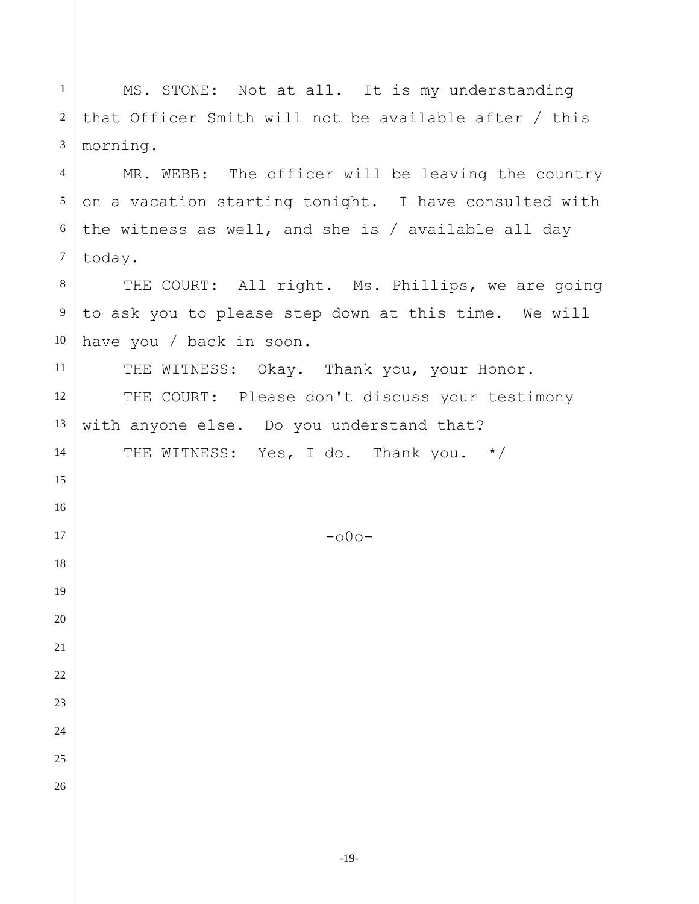MS. STONE: Not at all. It is my understanding that Officer Smith will not be available after / this morning.

MR. WEBB: The officer will be leaving the country on a vacation starting tonight. I have consulted with the witness as well, and she is / available all day today.

THE COURT: All right. Ms. Phillips, we are going to ask you to please step down at this time. We will have you / back in soon.

THE WITNESS: Okay. Thank you, your Honor.

THE COURT: Please don't discuss your testimony with anyone else. Do you understand that?

THE WITNESS: Yes, I do. Thank you. */

-o0o-